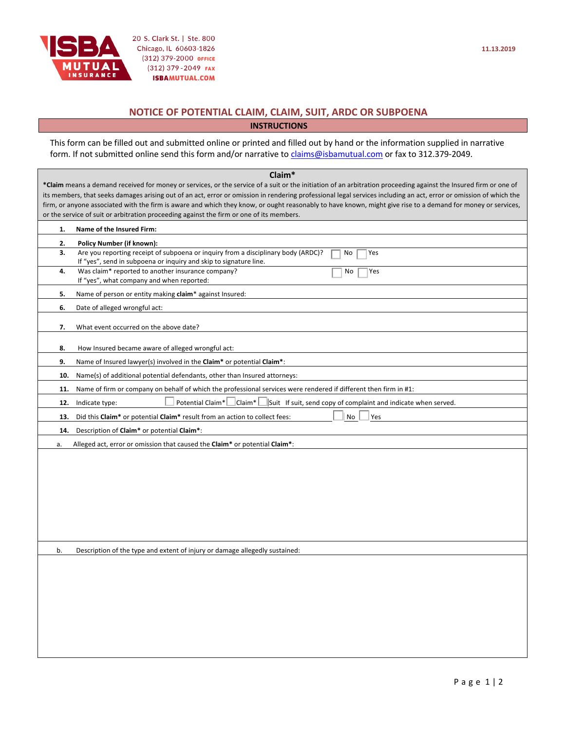20 S. Clark St. | Ste. 800
Chicago, IL 60603-1826
(312) 379-2000 OFFICE
(312) 379-2049 FAX
ISBAMUTUAL.COM

11.13.2019

## NOTICE OF POTENTIAL CLAIM, CLAIM, SUIT, ARDC OR SUBPOENA

### INSTRUCTIONS

This form can be filled out and submitted online or printed and filled out by hand or the information supplied in narrative form. If not submitted online send this form and/or narrative to claims@isbamutual.com or fax to 312.379-2049.

### Claim*

***Claim** means a demand received for money or services, or the service of a suit or the initiation of an arbitration proceeding against the Insured firm or one of its members, that seeks damages arising out of an act, error or omission in rendering professional legal services including an act, error or omission of which the firm, or anyone associated with the firm is aware and which they know, or ought reasonably to have known, might give rise to a demand for money or services, or the service of suit or arbitration proceeding against the firm or one of its members.

**1. Name of the Insured Firm:**

**2. Policy Number (if known):**

**3.** Are you reporting receipt of subpoena or inquiry from a disciplinary body (ARDC)? ☐ No ☐ Yes
If "yes", send in subpoena or inquiry and skip to signature line.

**4.** Was claim* reported to another insurance company? ☐ No ☐ Yes
If "yes", what company and when reported:

**5.** Name of person or entity making **claim*** against Insured:

**6.** Date of alleged wrongful act:

**7.** What event occurred on the above date?

**8.** How Insured became aware of alleged wrongful act:

**9.** Name of Insured lawyer(s) involved in the **Claim*** or potential **Claim***:

**10.** Name(s) of additional potential defendants, other than Insured attorneys:

**11.** Name of firm or company on behalf of which the professional services were rendered if different then firm in #1:

**12.** Indicate type: ☐ Potential Claim* ☐ Claim* ☐ Suit If suit, send copy of complaint and indicate when served.

**13.** Did this **Claim*** or potential **Claim*** result from an action to collect fees: ☐ No ☐ Yes

**14.** Description of **Claim*** or potential **Claim***:

a. Alleged act, error or omission that caused the **Claim*** or potential **Claim***:

b. Description of the type and extent of injury or damage allegedly sustained: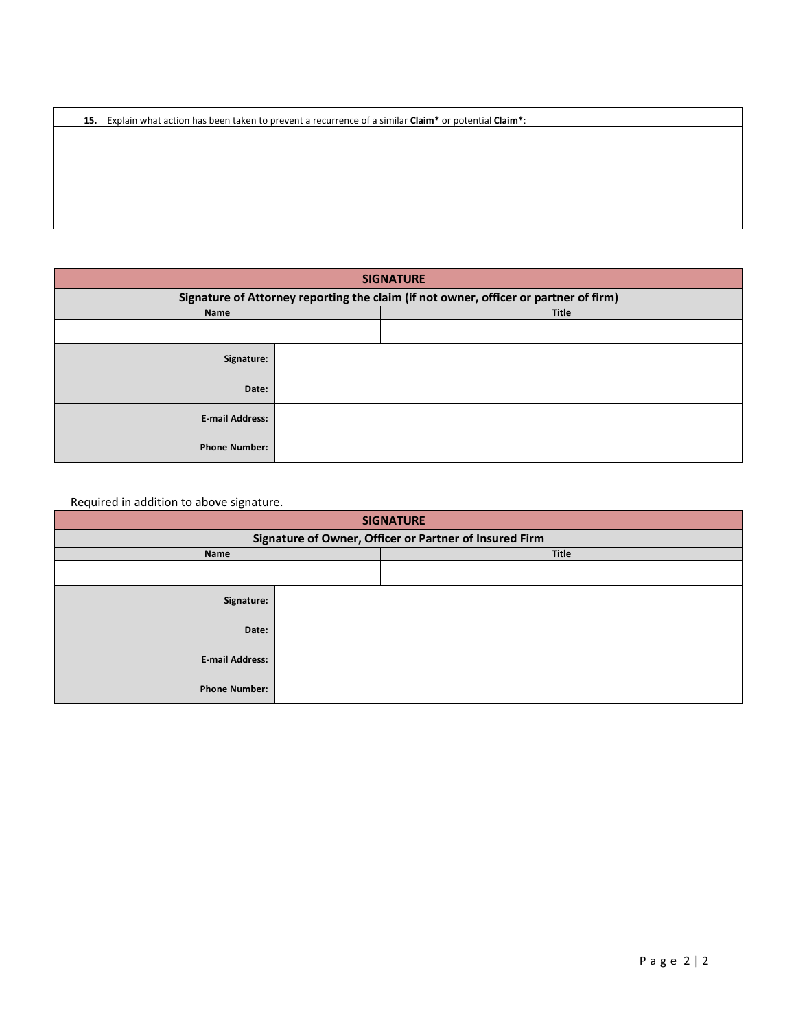**15.** Explain what action has been taken to prevent a recurrence of a similar **Claim*** or potential **Claim***:

| **SIGNATURE** | |
|---|---|
| **Signature of Attorney reporting the claim (if not owner, officer or partner of firm)** | |
| **Name** | **Title** |
| | |
| **Signature:** | |
| **Date:** | |
| **E-mail Address:** | |
| **Phone Number:** | |

Required in addition to above signature.

| **SIGNATURE** | |
|---|---|
| **Signature of Owner, Officer or Partner of Insured Firm** | |
| **Name** | **Title** |
| | |
| **Signature:** | |
| **Date:** | |
| **E-mail Address:** | |
| **Phone Number:** | |